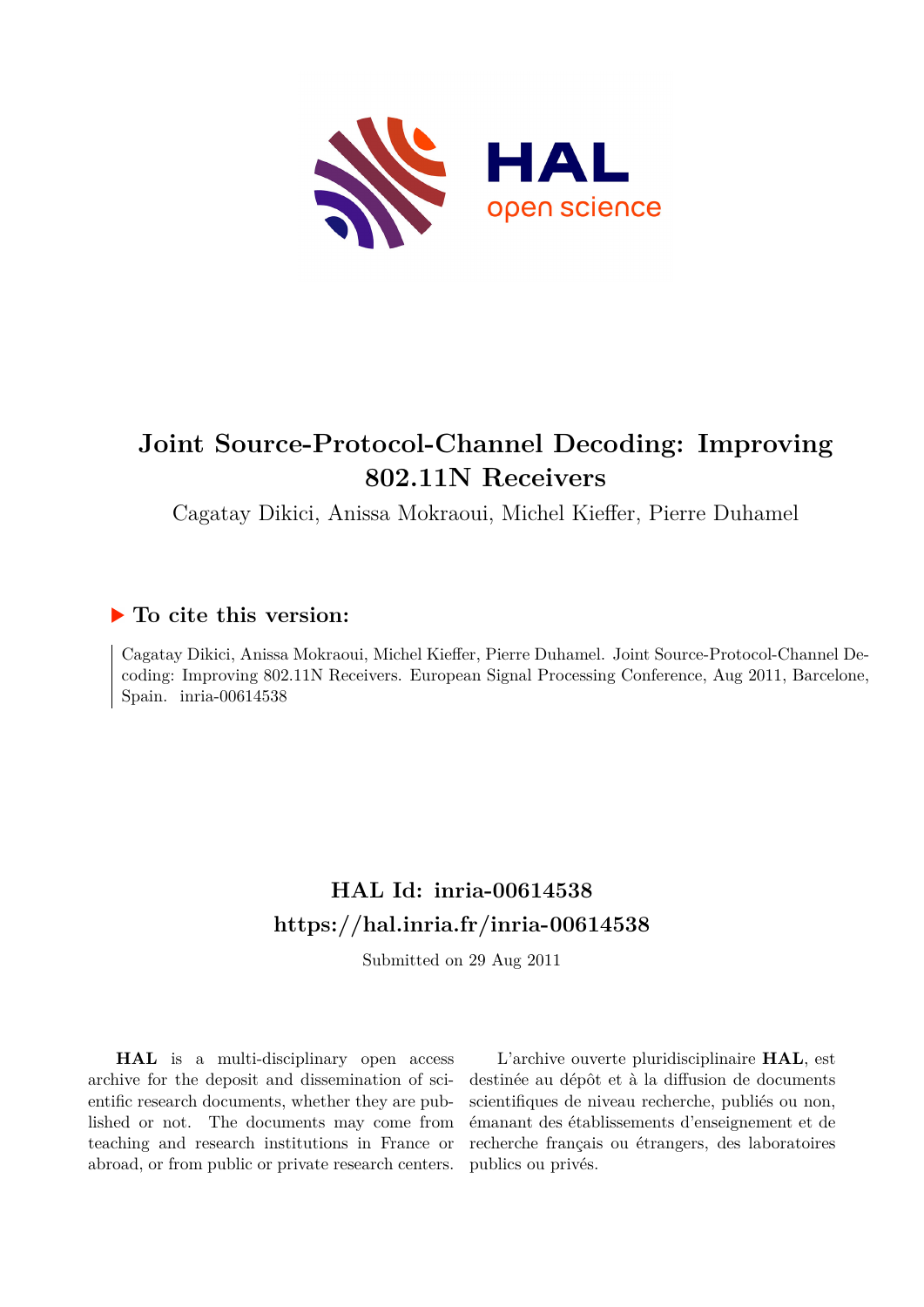# Joint Source-Protocol-Channel Decoding: Improving 802.11N Receivers

Cagatay Dikici, Anissa Mokraoui, Michel Kieffer, Pierre Duhamel

## ▶ To cite this version:

Cagatay Dikici, Anissa Mokraoui, Michel Kieffer, Pierre Duhamel. Joint Source-Protocol-Channel Decoding: Improving 802.11N Receivers. European Signal Processing Conference, Aug 2011, Barcelone, Spain. inria-00614538

## HAL Id: inria-00614538
## https://hal.inria.fr/inria-00614538

Submitted on 29 Aug 2011

**HAL** is a multi-disciplinary open access archive for the deposit and dissemination of scientific research documents, whether they are published or not. The documents may come from teaching and research institutions in France or abroad, or from public or private research centers.

L'archive ouverte pluridisciplinaire **HAL**, est destinée au dépôt et à la diffusion de documents scientifiques de niveau recherche, publiés ou non, émanant des établissements d'enseignement et de recherche français ou étrangers, des laboratoires publics ou privés.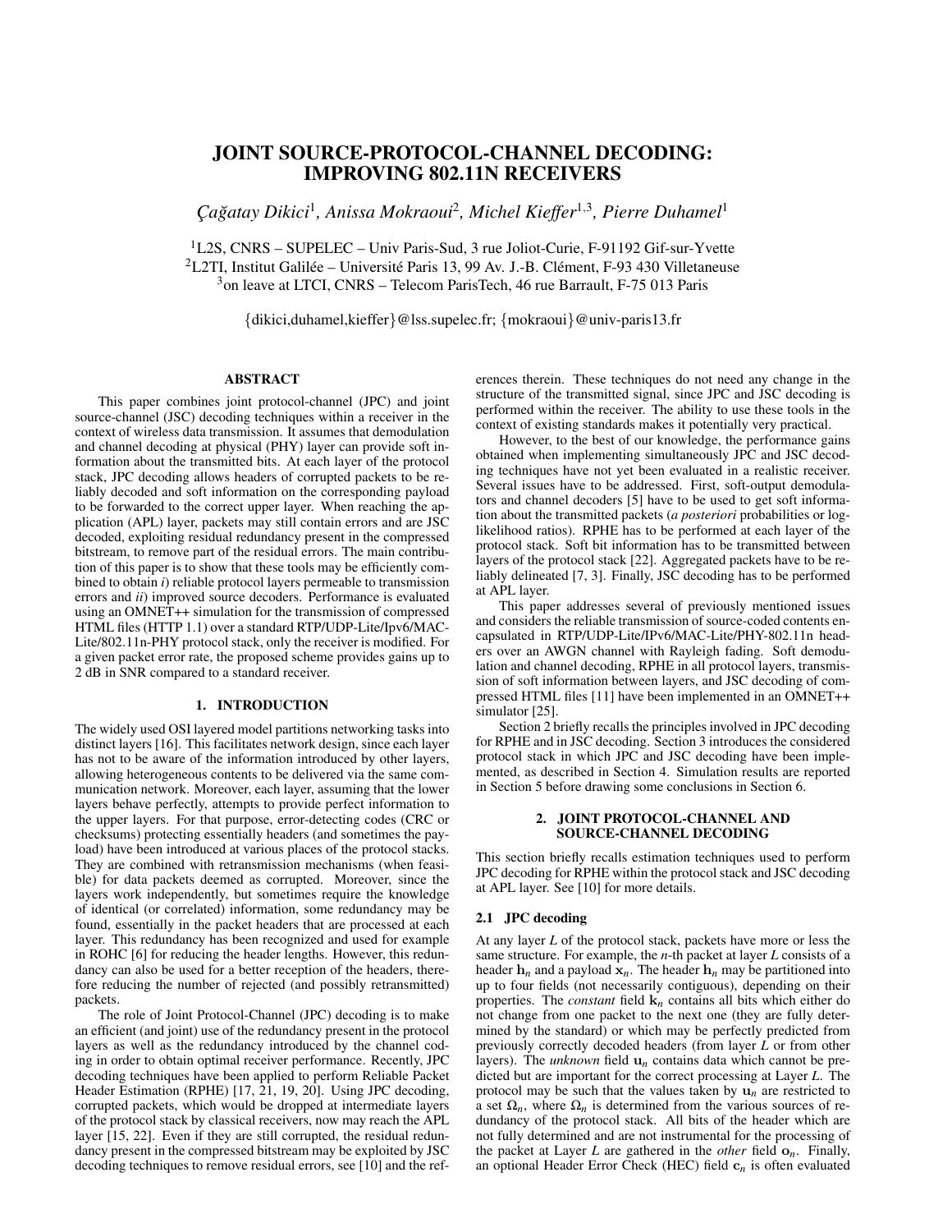# JOINT SOURCE-PROTOCOL-CHANNEL DECODING: IMPROVING 802.11N RECEIVERS

*Çağatay Dikici*[1], *Anissa Mokraoui*[2], *Michel Kieffer*[1,3], *Pierre Duhamel*[1]

[1]L2S, CNRS – SUPELEC – Univ Paris-Sud, 3 rue Joliot-Curie, F-91192 Gif-sur-Yvette
[2]L2TI, Institut Galilée – Université Paris 13, 99 Av. J.-B. Clément, F-93 430 Villetaneuse
[3]on leave at LTCI, CNRS – Telecom ParisTech, 46 rue Barrault, F-75 013 Paris

{dikici,duhamel,kieffer}@lss.supelec.fr; {mokraoui}@univ-paris13.fr

## ABSTRACT

This paper combines joint protocol-channel (JPC) and joint source-channel (JSC) decoding techniques within a receiver in the context of wireless data transmission. It assumes that demodulation and channel decoding at physical (PHY) layer can provide soft information about the transmitted bits. At each layer of the protocol stack, JPC decoding allows headers of corrupted packets to be reliably decoded and soft information on the corresponding payload to be forwarded to the correct upper layer. When reaching the application (APL) layer, packets may still contain errors and are JSC decoded, exploiting residual redundancy present in the compressed bitstream, to remove part of the residual errors. The main contribution of this paper is to show that these tools may be efficiently combined to obtain *i)* reliable protocol layers permeable to transmission errors and *ii)* improved source decoders. Performance is evaluated using an OMNET++ simulation for the transmission of compressed HTML files (HTTP 1.1) over a standard RTP/UDP-Lite/Ipv6/MAC-Lite/802.11n-PHY protocol stack, only the receiver is modified. For a given packet error rate, the proposed scheme provides gains up to 2 dB in SNR compared to a standard receiver.

## 1. INTRODUCTION

The widely used OSI layered model partitions networking tasks into distinct layers [16]. This facilitates network design, since each layer has not to be aware of the information introduced by other layers, allowing heterogeneous contents to be delivered via the same communication network. Moreover, each layer, assuming that the lower layers behave perfectly, attempts to provide perfect information to the upper layers. For that purpose, error-detecting codes (CRC or checksums) protecting essentially headers (and sometimes the payload) have been introduced at various places of the protocol stacks. They are combined with retransmission mechanisms (when feasible) for data packets deemed as corrupted. Moreover, since the layers work independently, but sometimes require the knowledge of identical (or correlated) information, some redundancy may be found, essentially in the packet headers that are processed at each layer. This redundancy has been recognized and used for example in ROHC [6] for reducing the header lengths. However, this redundancy can also be used for a better reception of the headers, therefore reducing the number of rejected (and possibly retransmitted) packets.

The role of Joint Protocol-Channel (JPC) decoding is to make an efficient (and joint) use of the redundancy present in the protocol layers as well as the redundancy introduced by the channel coding in order to obtain optimal receiver performance. Recently, JPC decoding techniques have been applied to perform Reliable Packet Header Estimation (RPHE) [17, 21, 19, 20]. Using JPC decoding, corrupted packets, which would be dropped at intermediate layers of the protocol stack by classical receivers, now may reach the APL layer [15, 22]. Even if they are still corrupted, the residual redundancy present in the compressed bitstream may be exploited by JSC decoding techniques to remove residual errors, see [10] and the references therein. These techniques do not need any change in the structure of the transmitted signal, since JPC and JSC decoding is performed within the receiver. The ability to use these tools in the context of existing standards makes it potentially very practical.

However, to the best of our knowledge, the performance gains obtained when implementing simultaneously JPC and JSC decoding techniques have not yet been evaluated in a realistic receiver. Several issues have to be addressed. First, soft-output demodulators and channel decoders [5] have to be used to get soft information about the transmitted packets (*a posteriori* probabilities or log-likelihood ratios). RPHE has to be performed at each layer of the protocol stack. Soft bit information has to be transmitted between layers of the protocol stack [22]. Aggregated packets have to be reliably delineated [7, 3]. Finally, JSC decoding has to be performed at APL layer.

This paper addresses several of previously mentioned issues and considers the reliable transmission of source-coded contents encapsulated in RTP/UDP-Lite/IPv6/MAC-Lite/PHY-802.11n headers over an AWGN channel with Rayleigh fading. Soft demodulation and channel decoding, RPHE in all protocol layers, transmission of soft information between layers, and JSC decoding of compressed HTML files [11] have been implemented in an OMNET++ simulator [25].

Section 2 briefly recalls the principles involved in JPC decoding for RPHE and in JSC decoding. Section 3 introduces the considered protocol stack in which JPC and JSC decoding have been implemented, as described in Section 4. Simulation results are reported in Section 5 before drawing some conclusions in Section 6.

## 2. JOINT PROTOCOL-CHANNEL AND SOURCE-CHANNEL DECODING

This section briefly recalls estimation techniques used to perform JPC decoding for RPHE within the protocol stack and JSC decoding at APL layer. See [10] for more details.

### 2.1 JPC decoding

At any layer $L$ of the protocol stack, packets have more or less the same structure. For example, the $n$-th packet at layer $L$ consists of a header $\mathbf{h}_n$ and a payload $\mathbf{x}_n$. The header $\mathbf{h}_n$ may be partitioned into up to four fields (not necessarily contiguous), depending on their properties. The *constant* field $\mathbf{k}_n$ contains all bits which either do not change from one packet to the next one (they are fully determined by the standard) or which may be perfectly predicted from previously correctly decoded headers (from layer $L$ or from other layers). The *unknown* field $\mathbf{u}_n$ contains data which cannot be predicted but are important for the correct processing at Layer $L$. The protocol may be such that the values taken by $\mathbf{u}_n$ are restricted to a set $\Omega_n$, where $\Omega_n$ is determined from the various sources of redundancy of the protocol stack. All bits of the header which are not fully determined and are not instrumental for the processing of the packet at Layer $L$ are gathered in the *other* field $\mathbf{o}_n$. Finally, an optional Header Error Check (HEC) field $\mathbf{c}_n$ is often evaluated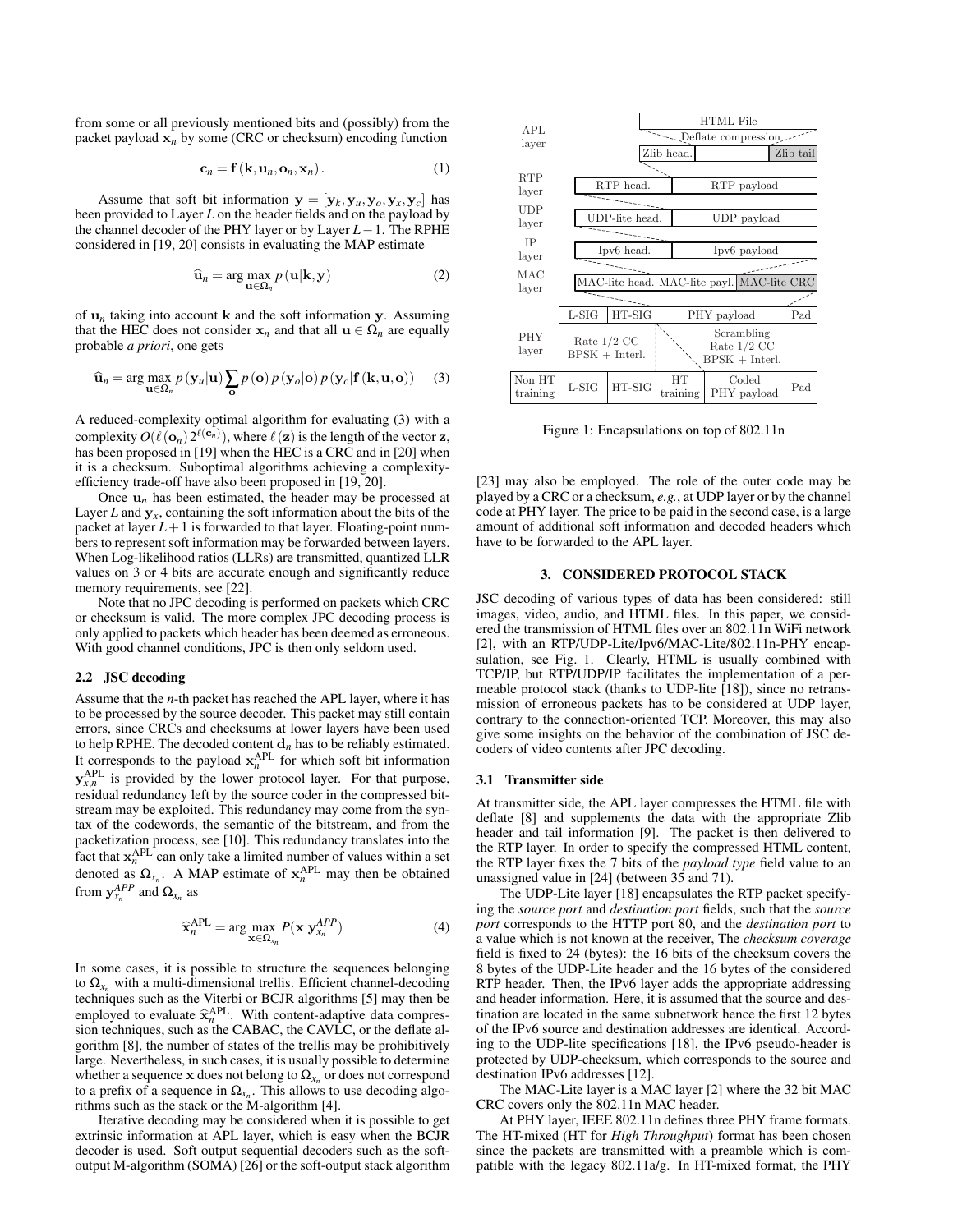from some or all previously mentioned bits and (possibly) from the packet payload $\mathbf{x}_n$ by some (CRC or checksum) encoding function

$$\mathbf{c}_n = \mathbf{f}(\mathbf{k}, \mathbf{u}_n, \mathbf{o}_n, \mathbf{x}_n). \tag{1}$$

Assume that soft bit information $\mathbf{y} = [\mathbf{y}_k, \mathbf{y}_u, \mathbf{y}_o, \mathbf{y}_x, \mathbf{y}_c]$ has been provided to Layer $L$ on the header fields and on the payload by the channel decoder of the PHY layer or by Layer $L-1$. The RPHE considered in [19, 20] consists in evaluating the MAP estimate

$$\widehat{\mathbf{u}}_n = \arg\max_{\mathbf{u}\in\Omega_n} p(\mathbf{u}|\mathbf{k}, \mathbf{y}) \tag{2}$$

of $\mathbf{u}_n$ taking into account $\mathbf{k}$ and the soft information $\mathbf{y}$. Assuming that the HEC does not consider $\mathbf{x}_n$ and that all $\mathbf{u} \in \Omega_n$ are equally probable *a priori*, one gets

$$\widehat{\mathbf{u}}_n = \arg\max_{\mathbf{u}\in\Omega_n} p(\mathbf{y}_u|\mathbf{u}) \sum_{\mathbf{o}} p(\mathbf{o})\, p(\mathbf{y}_o|\mathbf{o})\, p(\mathbf{y}_c|\mathbf{f}(\mathbf{k}, \mathbf{u}, \mathbf{o})) \tag{3}$$

A reduced-complexity optimal algorithm for evaluating (3) with a complexity $O(\ell(\mathbf{o}_n)\, 2^{\ell(\mathbf{c}_n)})$, where $\ell(\mathbf{z})$ is the length of the vector $\mathbf{z}$, has been proposed in [19] when the HEC is a CRC and in [20] when it is a checksum. Suboptimal algorithms achieving a complexity-efficiency trade-off have also been proposed in [19, 20].

Once $\mathbf{u}_n$ has been estimated, the header may be processed at Layer $L$ and $\mathbf{y}_x$, containing the soft information about the bits of the packet at layer $L+1$ is forwarded to that layer. Floating-point numbers to represent soft information may be forwarded between layers. When Log-likelihood ratios (LLRs) are transmitted, quantized LLR values on 3 or 4 bits are accurate enough and significantly reduce memory requirements, see [22].

Note that no JPC decoding is performed on packets which CRC or checksum is valid. The more complex JPC decoding process is only applied to packets which header has been deemed as erroneous. With good channel conditions, JPC is then only seldom used.

### 2.2 JSC decoding

Assume that the *n*-th packet has reached the APL layer, where it has to be processed by the source decoder. This packet may still contain errors, since CRCs and checksums at lower layers have been used to help RPHE. The decoded content $\mathbf{d}_n$ has to be reliably estimated. It corresponds to the payload $\mathbf{x}_n^{\text{APL}}$ for which soft bit information $\mathbf{y}_{x,n}^{\text{APL}}$ is provided by the lower protocol layer. For that purpose, residual redundancy left by the source coder in the compressed bitstream may be exploited. This redundancy may come from the syntax of the codewords, the semantic of the bitstream, and from the packetization process, see [10]. This redundancy translates into the fact that $\mathbf{x}_n^{\text{APL}}$ can only take a limited number of values within a set denoted as $\Omega_{x_n}$. A MAP estimate of $\mathbf{x}_n^{\text{APL}}$ may then be obtained from $\mathbf{y}_{x_n}^{APP}$ and $\Omega_{x_n}$ as

$$\widehat{\mathbf{x}}_n^{\text{APL}} = \arg\max_{\mathbf{x}\in\Omega_{s_n}} P(\mathbf{x}|\mathbf{y}_{x_n}^{APP}) \tag{4}$$

In some cases, it is possible to structure the sequences belonging to $\Omega_{x_n}$ with a multi-dimensional trellis. Efficient channel-decoding techniques such as the Viterbi or BCJR algorithms [5] may then be employed to evaluate $\widehat{\mathbf{x}}_n^{\text{APL}}$. With content-adaptive data compression techniques, such as the CABAC, the CAVLC, or the deflate algorithm [8], the number of states of the trellis may be prohibitively large. Nevertheless, in such cases, it is usually possible to determine whether a sequence $\mathbf{x}$ does not belong to $\Omega_{x_n}$ or does not correspond to a prefix of a sequence in $\Omega_{x_n}$. This allows to use decoding algorithms such as the stack or the M-algorithm [4].

Iterative decoding may be considered when it is possible to get extrinsic information at APL layer, which is easy when the BCJR decoder is used. Soft output sequential decoders such as the soft-output M-algorithm (SOMA) [26] or the soft-output stack algorithm [23] may also be employed. The role of the outer code may be played by a CRC or a checksum, *e.g.*, at UDP layer or by the channel code at PHY layer. The price to be paid in the second case, is a large amount of additional soft information and decoded headers which have to be forwarded to the APL layer.

| | | | | | |
|---|---|---|---|---|---|
| APL layer | | | HTML File | | |
| | | | Deflate compression | | |
| | | | Zlib head. | | Zlib tail |
| RTP layer | | RTP head. | RTP payload | | |
| UDP layer | | UDP-lite head. | UDP payload | | |
| IP layer | | Ipv6 head. | Ipv6 payload | | |
| MAC layer | | MAC-lite head. | MAC-lite payl. | MAC-lite CRC | |
| PHY layer | L-SIG | HT-SIG | PHY payload | | Pad |
| | Rate 1/2 CC BPSK + Interl. | | Scrambling Rate 1/2 CC BPSK + Interl. | | |
| Non HT training | L-SIG | HT-SIG | HT training | Coded PHY payload | Pad |

Figure 1: Encapsulations on top of 802.11n

## 3. CONSIDERED PROTOCOL STACK

JSC decoding of various types of data has been considered: still images, video, audio, and HTML files. In this paper, we considered the transmission of HTML files over an 802.11n WiFi network [2], with an RTP/UDP-Lite/Ipv6/MAC-Lite/802.11n-PHY encapsulation, see Fig. 1. Clearly, HTML is usually combined with TCP/IP, but RTP/UDP/IP facilitates the implementation of a permeable protocol stack (thanks to UDP-lite [18]), since no retransmission of erroneous packets has to be considered at UDP layer, contrary to the connection-oriented TCP. Moreover, this may also give some insights on the behavior of the combination of JSC decoders of video contents after JPC decoding.

### 3.1 Transmitter side

At transmitter side, the APL layer compresses the HTML file with deflate [8] and supplements the data with the appropriate Zlib header and tail information [9]. The packet is then delivered to the RTP layer. In order to specify the compressed HTML content, the RTP layer fixes the 7 bits of the *payload type* field value to an unassigned value in [24] (between 35 and 71).

The UDP-Lite layer [18] encapsulates the RTP packet specifying the *source port* and *destination port* fields, such that the *source port* corresponds to the HTTP port 80, and the *destination port* to a value which is not known at the receiver, The *checksum coverage* field is fixed to 24 (bytes): the 16 bits of the checksum covers the 8 bytes of the UDP-Lite header and the 16 bytes of the considered RTP header. Then, the IPv6 layer adds the appropriate addressing and header information. Here, it is assumed that the source and destination are located in the same subnetwork hence the first 12 bytes of the IPv6 source and destination addresses are identical. According to the UDP-lite specifications [18], the IPv6 pseudo-header is protected by UDP-checksum, which corresponds to the source and destination IPv6 addresses [12].

The MAC-Lite layer is a MAC layer [2] where the 32 bit MAC CRC covers only the 802.11n MAC header.

At PHY layer, IEEE 802.11n defines three PHY frame formats. The HT-mixed (HT for *High Throughput*) format has been chosen since the packets are transmitted with a preamble which is compatible with the legacy 802.11a/g. In HT-mixed format, the PHY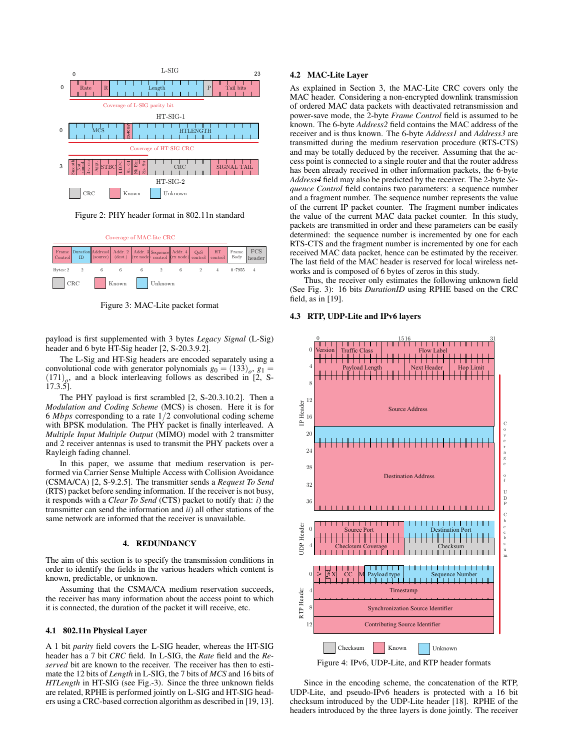Figure 2: PHY header format in 802.11n standard

Figure 3: MAC-Lite packet format

payload is first supplemented with 3 bytes *Legacy Signal* (L-Sig) header and 6 byte HT-Sig header [2, S-20.3.9.2].

The L-Sig and HT-Sig headers are encoded separately using a convolutional code with generator polynomials $g_0 = (133)_o$, $g_1 = (171)_o$, and a block interleaving follows as described in [2, S-17.3.5].

The PHY payload is first scrambled [2, S-20.3.10.2]. Then a *Modulation and Coding Scheme* (MCS) is chosen. Here it is for 6 *Mbps* corresponding to a rate 1/2 convolutional coding scheme with BPSK modulation. The PHY packet is finally interleaved. A *Multiple Input Multiple Output* (MIMO) model with 2 transmitter and 2 receiver antennas is used to transmit the PHY packets over a Rayleigh fading channel.

In this paper, we assume that medium reservation is performed via Carrier Sense Multiple Access with Collision Avoidance (CSMA/CA) [2, S-9.2.5]. The transmitter sends a *Request To Send* (RTS) packet before sending information. If the receiver is not busy, it responds with a *Clear To Send* (CTS) packet to notify that: *i)* the transmitter can send the information and *ii)* all other stations of the same network are informed that the receiver is unavailable.

## 4. REDUNDANCY

The aim of this section is to specify the transmission conditions in order to identify the fields in the various headers which content is known, predictable, or unknown.

Assuming that the CSMA/CA medium reservation succeeds, the receiver has many information about the access point to which it is connected, the duration of the packet it will receive, etc.

### 4.1 802.11n Physical Layer

A 1 bit *parity* field covers the L-SIG header, whereas the HT-SIG header has a 7 bit *CRC* field. In L-SIG, the *Rate* field and the *Reserved* bit are known to the receiver. The receiver has then to estimate the 12 bits of *Length* in L-SIG, the 7 bits of *MCS* and 16 bits of *HTLength* in HT-SIG (see Fig.-3). Since the three unknown fields are related, RPHE is performed jointly on L-SIG and HT-SIG headers using a CRC-based correction algorithm as described in [19, 13].

### 4.2 MAC-Lite Layer

As explained in Section 3, the MAC-Lite CRC covers only the MAC header. Considering a non-encrypted downlink transmission of ordered MAC data packets with deactivated retransmission and power-save mode, the 2-byte *Frame Control* field is assumed to be known. The 6-byte *Address2* field contains the MAC address of the receiver and is thus known. The 6-byte *Address1* and *Address3* are transmitted during the medium reservation procedure (RTS-CTS) and may be totally deduced by the receiver. Assuming that the access point is connected to a single router and that the router address has been already received in other information packets, the 6-byte *Address4* field may also be predicted by the receiver. The 2-byte *Sequence Control* field contains two parameters: a sequence number and a fragment number. The sequence number represents the value of the current IP packet counter. The fragment number indicates the value of the current MAC data packet counter. In this study, packets are transmitted in order and these parameters can be easily determined: the sequence number is incremented by one for each RTS-CTS and the fragment number is incremented by one for each received MAC data packet, hence can be estimated by the receiver. The last field of the MAC header is reserved for local wireless networks and is composed of 6 bytes of zeros in this study.

Thus, the receiver only estimates the following unknown field (See Fig. 3): 16 bits *DurationID* using RPHE based on the CRC field, as in [19].

### 4.3 RTP, UDP-Lite and IPv6 layers

Figure 4: IPv6, UDP-Lite, and RTP header formats

Since in the encoding scheme, the concatenation of the RTP, UDP-Lite, and pseudo-IPv6 headers is protected with a 16 bit checksum introduced by the UDP-Lite header [18]. RPHE of the headers introduced by the three layers is done jointly. The receiver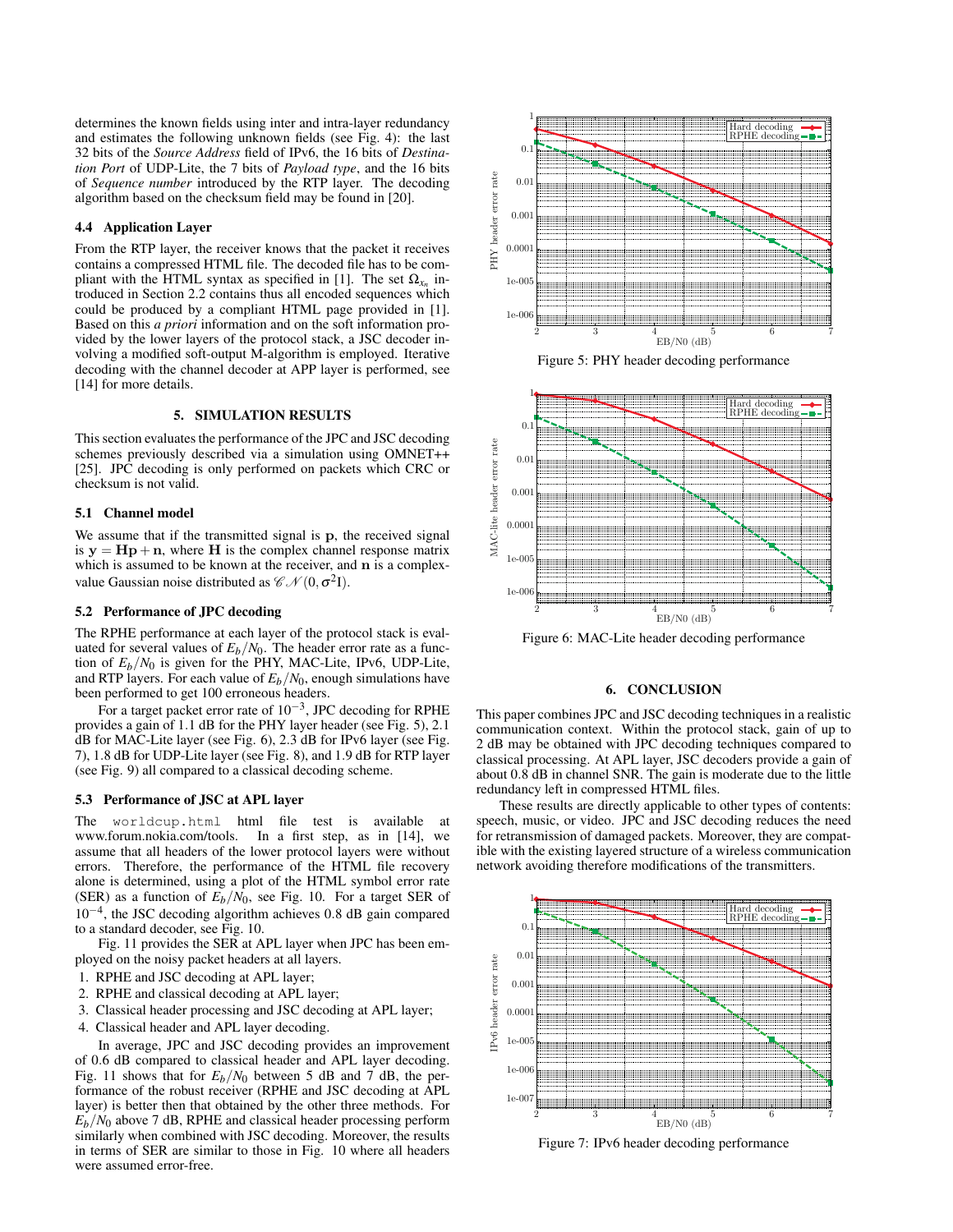determines the known fields using inter and intra-layer redundancy and estimates the following unknown fields (see Fig. 4): the last 32 bits of the *Source Address* field of IPv6, the 16 bits of *Destination Port* of UDP-Lite, the 7 bits of *Payload type*, and the 16 bits of *Sequence number* introduced by the RTP layer. The decoding algorithm based on the checksum field may be found in [20].

### 4.4 Application Layer

From the RTP layer, the receiver knows that the packet it receives contains a compressed HTML file. The decoded file has to be compliant with the HTML syntax as specified in [1]. The set $\Omega_{x_n}$ introduced in Section 2.2 contains thus all encoded sequences which could be produced by a compliant HTML page provided in [1]. Based on this *a priori* information and on the soft information provided by the lower layers of the protocol stack, a JSC decoder involving a modified soft-output M-algorithm is employed. Iterative decoding with the channel decoder at APP layer is performed, see [14] for more details.

## 5. SIMULATION RESULTS

This section evaluates the performance of the JPC and JSC decoding schemes previously described via a simulation using OMNET++ [25]. JPC decoding is only performed on packets which CRC or checksum is not valid.

### 5.1 Channel model

We assume that if the transmitted signal is $\mathbf{p}$, the received signal is $\mathbf{y} = \mathbf{H}\mathbf{p} + \mathbf{n}$, where $\mathbf{H}$ is the complex channel response matrix which is assumed to be known at the receiver, and $\mathbf{n}$ is a complex-value Gaussian noise distributed as $\mathscr{CN}(0, \sigma^2 \mathrm{I})$.

### 5.2 Performance of JPC decoding

The RPHE performance at each layer of the protocol stack is evaluated for several values of $E_b/N_0$. The header error rate as a function of $E_b/N_0$ is given for the PHY, MAC-Lite, IPv6, UDP-Lite, and RTP layers. For each value of $E_b/N_0$, enough simulations have been performed to get 100 erroneous headers.

For a target packet error rate of $10^{-3}$, JPC decoding for RPHE provides a gain of 1.1 dB for the PHY layer header (see Fig. 5), 2.1 dB for MAC-Lite layer (see Fig. 6), 2.3 dB for IPv6 layer (see Fig. 7), 1.8 dB for UDP-Lite layer (see Fig. 8), and 1.9 dB for RTP layer (see Fig. 9) all compared to a classical decoding scheme.

### 5.3 Performance of JSC at APL layer

The `worldcup.html` html file test is available at www.forum.nokia.com/tools. In a first step, as in [14], we assume that all headers of the lower protocol layers were without errors. Therefore, the performance of the HTML file recovery alone is determined, using a plot of the HTML symbol error rate (SER) as a function of $E_b/N_0$, see Fig. 10. For a target SER of $10^{-4}$, the JSC decoding algorithm achieves 0.8 dB gain compared to a standard decoder, see Fig. 10.

Fig. 11 provides the SER at APL layer when JPC has been employed on the noisy packet headers at all layers.

1. RPHE and JSC decoding at APL layer;
2. RPHE and classical decoding at APL layer;
3. Classical header processing and JSC decoding at APL layer;
4. Classical header and APL layer decoding.

In average, JPC and JSC decoding provides an improvement of 0.6 dB compared to classical header and APL layer decoding. Fig. 11 shows that for $E_b/N_0$ between 5 dB and 7 dB, the performance of the robust receiver (RPHE and JSC decoding at APL layer) is better then that obtained by the other three methods. For $E_b/N_0$ above 7 dB, RPHE and classical header processing perform similarly when combined with JSC decoding. Moreover, the results in terms of SER are similar to those in Fig. 10 where all headers were assumed error-free.

Figure 5: PHY header decoding performance

Figure 6: MAC-Lite header decoding performance

## 6. CONCLUSION

This paper combines JPC and JSC decoding techniques in a realistic communication context. Within the protocol stack, gain of up to 2 dB may be obtained with JPC decoding techniques compared to classical processing. At APL layer, JSC decoders provide a gain of about 0.8 dB in channel SNR. The gain is moderate due to the little redundancy left in compressed HTML files.

These results are directly applicable to other types of contents: speech, music, or video. JPC and JSC decoding reduces the need for retransmission of damaged packets. Moreover, they are compatible with the existing layered structure of a wireless communication network avoiding therefore modifications of the transmitters.

Figure 7: IPv6 header decoding performance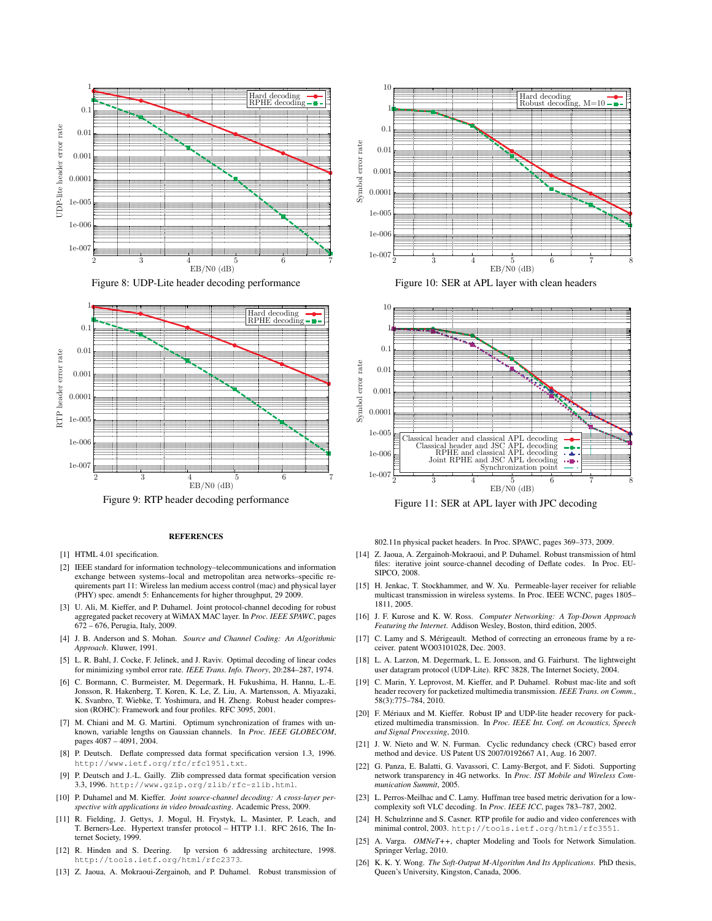1
0.1
0.01
0.001
0.0001
1e-005
1e-006
1e-007
UDP-lite header error rate
2 3 4 5 6 7
EB/N0 (dB)
Hard decoding
RPHE decoding

Figure 8: UDP-Lite header decoding performance

10
1
0.1
0.01
0.001
0.0001
1e-005
1e-006
1e-007
Symbol error rate
2 3 4 5 6 7 8
EB/N0 (dB)
Hard decoding
Robust decoding, M=10

Figure 10: SER at APL layer with clean headers

1
0.1
0.01
0.001
0.0001
1e-005
1e-006
1e-007
RTP header error rate
2 3 4 5 6 7
EB/N0 (dB)
Hard decoding
RPHE decoding

Figure 9: RTP header decoding performance

10
1
0.1
0.01
0.001
0.0001
1e-005
1e-006
1e-007
Symbol error rate
2 3 4 5 6 7 8
EB/N0 (dB)
Classical header and classical APL decoding
Classical header and JSC APL decoding
RPHE and classical APL decoding
Joint RPHE and JSC APL decoding
Synchronization point

Figure 11: SER at APL layer with JPC decoding

## REFERENCES

[1] HTML 4.01 specification.

[2] IEEE standard for information technology–telecommunications and information exchange between systems–local and metropolitan area networks–specific requirements part 11: Wireless lan medium access control (mac) and physical layer (PHY) spec. amendt 5: Enhancements for higher throughput, 29 2009.

[3] U. Ali, M. Kieffer, and P. Duhamel. Joint protocol-channel decoding for robust aggregated packet recovery at WiMAX MAC layer. In *Proc. IEEE SPAWC*, pages 672 – 676, Perugia, Italy, 2009.

[4] J. B. Anderson and S. Mohan. *Source and Channel Coding: An Algorithmic Approach*. Kluwer, 1991.

[5] L. R. Bahl, J. Cocke, F. Jelinek, and J. Raviv. Optimal decoding of linear codes for minimizing symbol error rate. *IEEE Trans. Info. Theory*, 20:284–287, 1974.

[6] C. Bormann, C. Burmeister, M. Degermark, H. Fukushima, H. Hannu, L.-E. Jonsson, R. Hakenberg, T. Koren, K. Le, Z. Liu, A. Martensson, A. Miyazaki, K. Svanbro, T. Wiebke, T. Yoshimura, and H. Zheng. Robust header compression (ROHC): Framework and four profiles. RFC 3095, 2001.

[7] M. Chiani and M. G. Martini. Optimum synchronization of frames with unknown, variable lengths on Gaussian channels. In *Proc. IEEE GLOBECOM*, pages 4087 – 4091, 2004.

[8] P. Deutsch. Deflate compressed data format specification version 1.3, 1996. http://www.ietf.org/rfc/rfc1951.txt.

[9] P. Deutsch and J.-L. Gailly. Zlib compressed data format specification version 3.3, 1996. http://www.gzip.org/zlib/rfc-zlib.html.

[10] P. Duhamel and M. Kieffer. *Joint source-channel decoding: A cross-layer perspective with applications in video broadcasting*. Academic Press, 2009.

[11] R. Fielding, J. Gettys, J. Mogul, H. Frystyk, L. Masinter, P. Leach, and T. Berners-Lee. Hypertext transfer protocol – HTTP 1.1. RFC 2616, The Internet Society, 1999.

[12] R. Hinden and S. Deering. Ip version 6 addressing architecture, 1998. http://tools.ietf.org/html/rfc2373.

[13] Z. Jaoua, A. Mokraoui-Zergainoh, and P. Duhamel. Robust transmission of 802.11n physical packet headers. In Proc. SPAWC, pages 369–373, 2009.

[14] Z. Jaoua, A. Zergainoh-Mokraoui, and P. Duhamel. Robust transmission of html files: iterative joint source-channel decoding of Deflate codes. In Proc. EUSIPCO, 2008.

[15] H. Jenkac, T. Stockhammer, and W. Xu. Permeable-layer receiver for reliable multicast transmission in wireless systems. In Proc. IEEE WCNC, pages 1805–1811, 2005.

[16] J. F. Kurose and K. W. Ross. *Computer Networking: A Top-Down Approach Featuring the Internet*. Addison Wesley, Boston, third edition, 2005.

[17] C. Lamy and S. Mérigeault. Method of correcting an erroneous frame by a receiver. patent WO03101028, Dec. 2003.

[18] L. A. Larzon, M. Degermark, L. E. Jonsson, and G. Fairhurst. The lightweight user datagram protocol (UDP-Lite). RFC 3828, The Internet Society, 2004.

[19] C. Marin, Y. Leprovost, M. Kieffer, and P. Duhamel. Robust mac-lite and soft header recovery for packetized multimedia transmission. *IEEE Trans. on Comm.*, 58(3):775–784, 2010.

[20] F. Mériaux and M. Kieffer. Robust IP and UDP-lite header recovery for packetized multimedia transmission. In *Proc. IEEE Int. Conf. on Acoustics, Speech and Signal Processing*, 2010.

[21] J. W. Nieto and W. N. Furman. Cyclic redundancy check (CRC) based error method and device. US Patent US 2007/0192667 A1, Aug. 16 2007.

[22] G. Panza, E. Balatti, G. Vavassori, C. Lamy-Bergot, and F. Sidoti. Supporting network transparency in 4G networks. In *Proc. IST Mobile and Wireless Communication Summit*, 2005.

[23] L. Perros-Meilhac and C. Lamy. Huffman tree based metric derivation for a low-complexity soft VLC decoding. In *Proc. IEEE ICC*, pages 783–787, 2002.

[24] H. Schulzrinne and S. Casner. RTP profile for audio and video conferences with minimal control, 2003. http://tools.ietf.org/html/rfc3551.

[25] A. Varga. *OMNeT++*, chapter Modeling and Tools for Network Simulation. Springer Verlag, 2010.

[26] K. K. Y. Wong. *The Soft-Output M-Algorithm And Its Applications*. PhD thesis, Queen's University, Kingston, Canada, 2006.